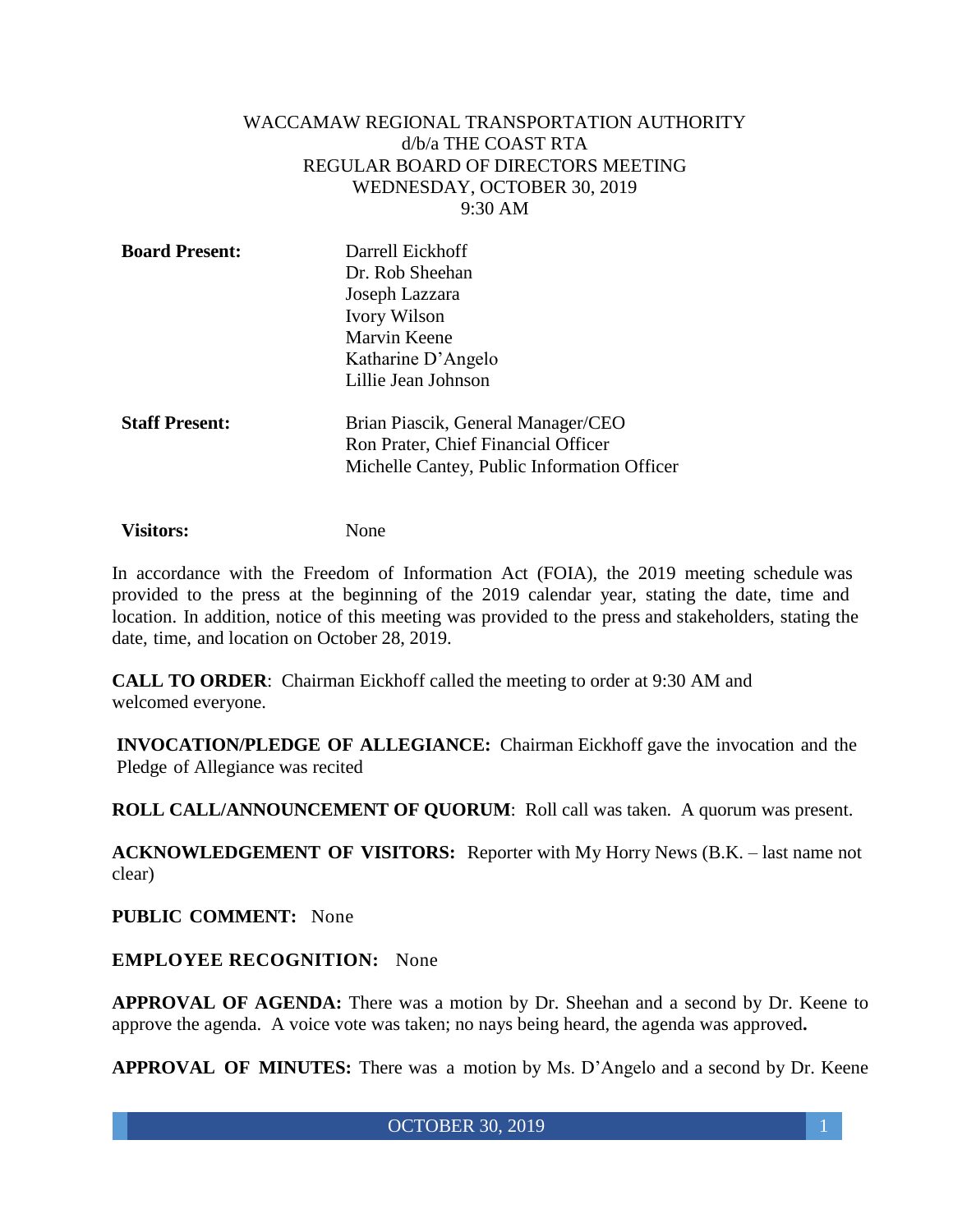WACCAMAW REGIONAL TRANSPORTATION AUTHORITY
d/b/a THE COAST RTA
REGULAR BOARD OF DIRECTORS MEETING
WEDNESDAY, OCTOBER 30, 2019
9:30 AM

**Board Present:** Darrell Eickhoff
Dr. Rob Sheehan
Joseph Lazzara
Ivory Wilson
Marvin Keene
Katharine D'Angelo
Lillie Jean Johnson

**Staff Present:** Brian Piascik, General Manager/CEO
Ron Prater, Chief Financial Officer
Michelle Cantey, Public Information Officer

**Visitors:** None

In accordance with the Freedom of Information Act (FOIA), the 2019 meeting schedule was provided to the press at the beginning of the 2019 calendar year, stating the date, time and location. In addition, notice of this meeting was provided to the press and stakeholders, stating the date, time, and location on October 28, 2019.

**CALL TO ORDER**: Chairman Eickhoff called the meeting to order at 9:30 AM and welcomed everyone.

**INVOCATION/PLEDGE OF ALLEGIANCE:** Chairman Eickhoff gave the invocation and the Pledge of Allegiance was recited

**ROLL CALL/ANNOUNCEMENT OF QUORUM**: Roll call was taken. A quorum was present.

**ACKNOWLEDGEMENT OF VISITORS:** Reporter with My Horry News (B.K. – last name not clear)

**PUBLIC COMMENT:** None

**EMPLOYEE RECOGNITION:** None

**APPROVAL OF AGENDA:** There was a motion by Dr. Sheehan and a second by Dr. Keene to approve the agenda. A voice vote was taken; no nays being heard, the agenda was approved**.**

**APPROVAL OF MINUTES:** There was a motion by Ms. D'Angelo and a second by Dr. Keene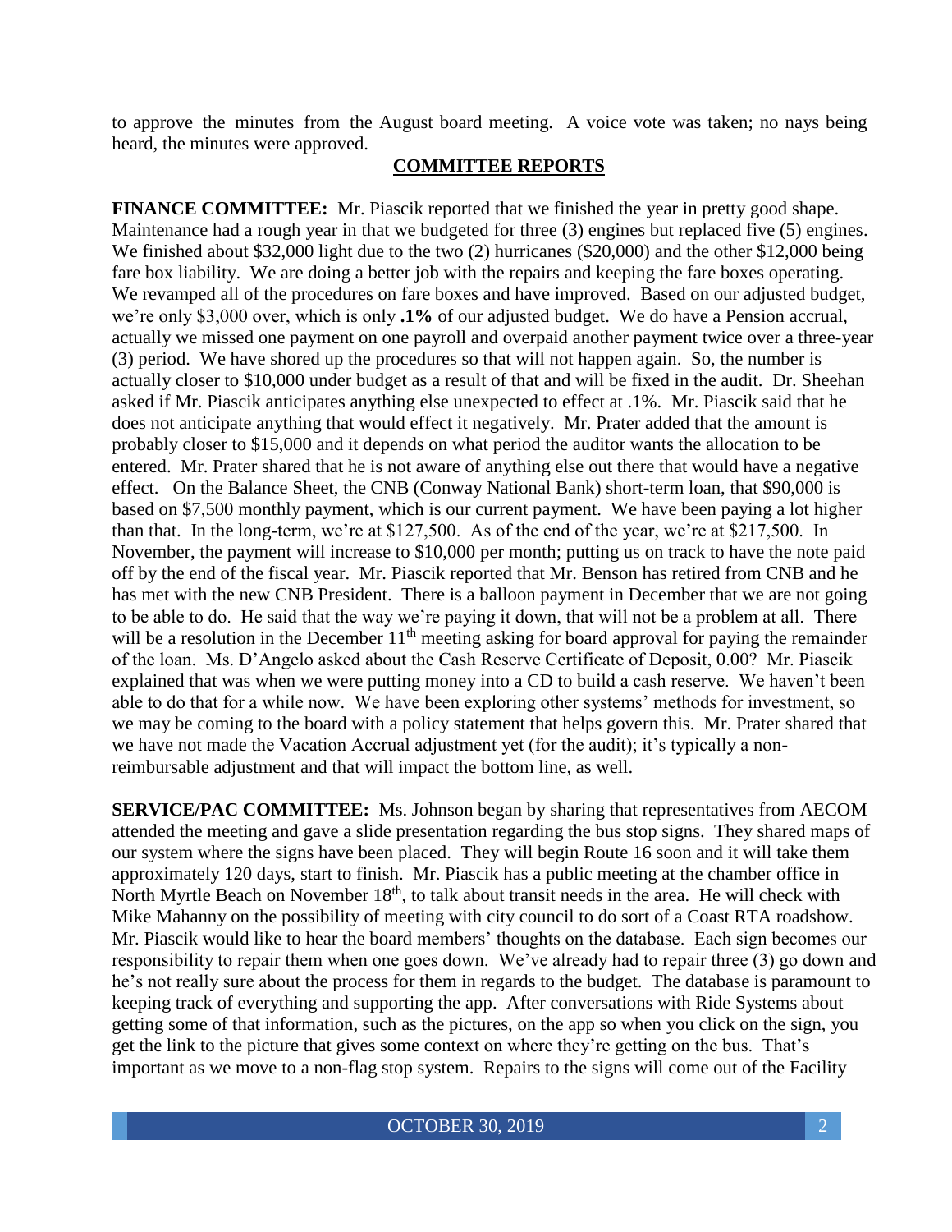to approve the minutes from the August board meeting. A voice vote was taken; no nays being heard, the minutes were approved.

## COMMITTEE REPORTS

**FINANCE COMMITTEE:** Mr. Piascik reported that we finished the year in pretty good shape. Maintenance had a rough year in that we budgeted for three (3) engines but replaced five (5) engines. We finished about $32,000 light due to the two (2) hurricanes ($20,000) and the other $12,000 being fare box liability. We are doing a better job with the repairs and keeping the fare boxes operating. We revamped all of the procedures on fare boxes and have improved. Based on our adjusted budget, we're only $3,000 over, which is only **.1%** of our adjusted budget. We do have a Pension accrual, actually we missed one payment on one payroll and overpaid another payment twice over a three-year (3) period. We have shored up the procedures so that will not happen again. So, the number is actually closer to $10,000 under budget as a result of that and will be fixed in the audit. Dr. Sheehan asked if Mr. Piascik anticipates anything else unexpected to effect at .1%. Mr. Piascik said that he does not anticipate anything that would effect it negatively. Mr. Prater added that the amount is probably closer to $15,000 and it depends on what period the auditor wants the allocation to be entered. Mr. Prater shared that he is not aware of anything else out there that would have a negative effect. On the Balance Sheet, the CNB (Conway National Bank) short-term loan, that $90,000 is based on $7,500 monthly payment, which is our current payment. We have been paying a lot higher than that. In the long-term, we're at $127,500. As of the end of the year, we're at $217,500. In November, the payment will increase to $10,000 per month; putting us on track to have the note paid off by the end of the fiscal year. Mr. Piascik reported that Mr. Benson has retired from CNB and he has met with the new CNB President. There is a balloon payment in December that we are not going to be able to do. He said that the way we're paying it down, that will not be a problem at all. There will be a resolution in the December 11th meeting asking for board approval for paying the remainder of the loan. Ms. D'Angelo asked about the Cash Reserve Certificate of Deposit, 0.00? Mr. Piascik explained that was when we were putting money into a CD to build a cash reserve. We haven't been able to do that for a while now. We have been exploring other systems' methods for investment, so we may be coming to the board with a policy statement that helps govern this. Mr. Prater shared that we have not made the Vacation Accrual adjustment yet (for the audit); it's typically a non-reimbursable adjustment and that will impact the bottom line, as well.

**SERVICE/PAC COMMITTEE:** Ms. Johnson began by sharing that representatives from AECOM attended the meeting and gave a slide presentation regarding the bus stop signs. They shared maps of our system where the signs have been placed. They will begin Route 16 soon and it will take them approximately 120 days, start to finish. Mr. Piascik has a public meeting at the chamber office in North Myrtle Beach on November 18th, to talk about transit needs in the area. He will check with Mike Mahanny on the possibility of meeting with city council to do sort of a Coast RTA roadshow. Mr. Piascik would like to hear the board members' thoughts on the database. Each sign becomes our responsibility to repair them when one goes down. We've already had to repair three (3) go down and he's not really sure about the process for them in regards to the budget. The database is paramount to keeping track of everything and supporting the app. After conversations with Ride Systems about getting some of that information, such as the pictures, on the app so when you click on the sign, you get the link to the picture that gives some context on where they're getting on the bus. That's important as we move to a non-flag stop system. Repairs to the signs will come out of the Facility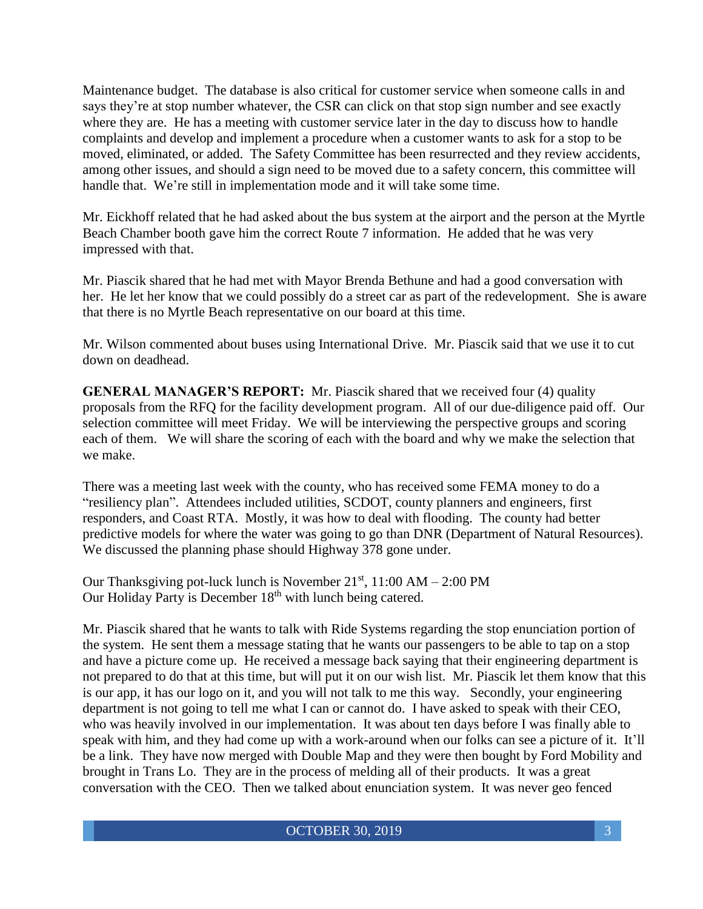Maintenance budget. The database is also critical for customer service when someone calls in and says they're at stop number whatever, the CSR can click on that stop sign number and see exactly where they are. He has a meeting with customer service later in the day to discuss how to handle complaints and develop and implement a procedure when a customer wants to ask for a stop to be moved, eliminated, or added. The Safety Committee has been resurrected and they review accidents, among other issues, and should a sign need to be moved due to a safety concern, this committee will handle that. We're still in implementation mode and it will take some time.

Mr. Eickhoff related that he had asked about the bus system at the airport and the person at the Myrtle Beach Chamber booth gave him the correct Route 7 information. He added that he was very impressed with that.

Mr. Piascik shared that he had met with Mayor Brenda Bethune and had a good conversation with her. He let her know that we could possibly do a street car as part of the redevelopment. She is aware that there is no Myrtle Beach representative on our board at this time.

Mr. Wilson commented about buses using International Drive. Mr. Piascik said that we use it to cut down on deadhead.

**GENERAL MANAGER'S REPORT:** Mr. Piascik shared that we received four (4) quality proposals from the RFQ for the facility development program. All of our due-diligence paid off. Our selection committee will meet Friday. We will be interviewing the perspective groups and scoring each of them. We will share the scoring of each with the board and why we make the selection that we make.

There was a meeting last week with the county, who has received some FEMA money to do a "resiliency plan". Attendees included utilities, SCDOT, county planners and engineers, first responders, and Coast RTA. Mostly, it was how to deal with flooding. The county had better predictive models for where the water was going to go than DNR (Department of Natural Resources). We discussed the planning phase should Highway 378 gone under.

Our Thanksgiving pot-luck lunch is November 21st, 11:00 AM – 2:00 PM
Our Holiday Party is December 18th with lunch being catered.

Mr. Piascik shared that he wants to talk with Ride Systems regarding the stop enunciation portion of the system. He sent them a message stating that he wants our passengers to be able to tap on a stop and have a picture come up. He received a message back saying that their engineering department is not prepared to do that at this time, but will put it on our wish list. Mr. Piascik let them know that this is our app, it has our logo on it, and you will not talk to me this way. Secondly, your engineering department is not going to tell me what I can or cannot do. I have asked to speak with their CEO, who was heavily involved in our implementation. It was about ten days before I was finally able to speak with him, and they had come up with a work-around when our folks can see a picture of it. It'll be a link. They have now merged with Double Map and they were then bought by Ford Mobility and brought in Trans Lo. They are in the process of melding all of their products. It was a great conversation with the CEO. Then we talked about enunciation system. It was never geo fenced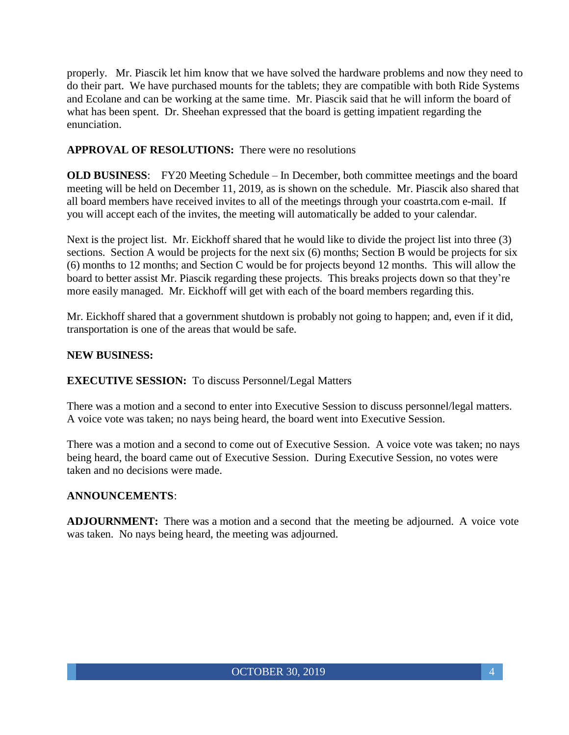properly. Mr. Piascik let him know that we have solved the hardware problems and now they need to do their part. We have purchased mounts for the tablets; they are compatible with both Ride Systems and Ecolane and can be working at the same time. Mr. Piascik said that he will inform the board of what has been spent. Dr. Sheehan expressed that the board is getting impatient regarding the enunciation.

**APPROVAL OF RESOLUTIONS:** There were no resolutions

**OLD BUSINESS**: FY20 Meeting Schedule – In December, both committee meetings and the board meeting will be held on December 11, 2019, as is shown on the schedule. Mr. Piascik also shared that all board members have received invites to all of the meetings through your coastrta.com e-mail. If you will accept each of the invites, the meeting will automatically be added to your calendar.

Next is the project list. Mr. Eickhoff shared that he would like to divide the project list into three (3) sections. Section A would be projects for the next six (6) months; Section B would be projects for six (6) months to 12 months; and Section C would be for projects beyond 12 months. This will allow the board to better assist Mr. Piascik regarding these projects. This breaks projects down so that they're more easily managed. Mr. Eickhoff will get with each of the board members regarding this.

Mr. Eickhoff shared that a government shutdown is probably not going to happen; and, even if it did, transportation is one of the areas that would be safe.

**NEW BUSINESS:**

**EXECUTIVE SESSION:** To discuss Personnel/Legal Matters

There was a motion and a second to enter into Executive Session to discuss personnel/legal matters. A voice vote was taken; no nays being heard, the board went into Executive Session.

There was a motion and a second to come out of Executive Session. A voice vote was taken; no nays being heard, the board came out of Executive Session. During Executive Session, no votes were taken and no decisions were made.

**ANNOUNCEMENTS**:

**ADJOURNMENT:** There was a motion and a second that the meeting be adjourned. A voice vote was taken. No nays being heard, the meeting was adjourned.